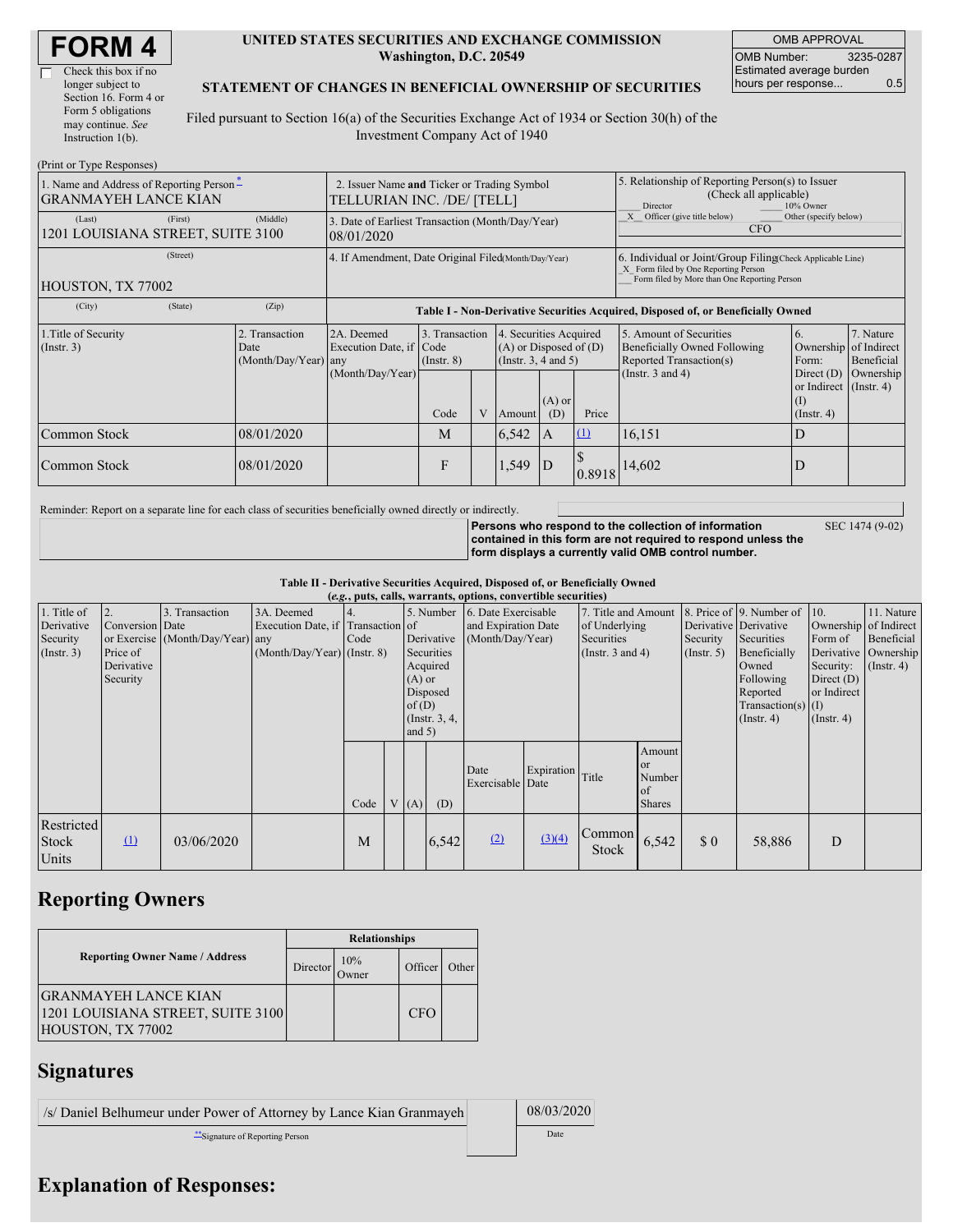# FORM 4

☐ Check this box if no longer subject to Section 16. Form 4 or Form 5 obligations may continue. *See* Instruction 1(b).

**UNITED STATES SECURITIES AND EXCHANGE COMMISSION**
**Washington, D.C. 20549**

**STATEMENT OF CHANGES IN BENEFICIAL OWNERSHIP OF SECURITIES**

Filed pursuant to Section 16(a) of the Securities Exchange Act of 1934 or Section 30(h) of the Investment Company Act of 1940

| OMB APPROVAL | |
|---|---|
| OMB Number: | 3235-0287 |
| Estimated average burden hours per response... | 0.5 |

(Print or Type Responses)

| 1. Name and Address of Reporting Person * | 2. Issuer Name and Ticker or Trading Symbol | 5. Relationship of Reporting Person(s) to Issuer (Check all applicable) |
|---|---|---|
| GRANMAYEH LANCE KIAN | TELLURIAN INC. /DE/ [TELL] | ___ Director ___ 10% Owner |
| (Last) (First) (Middle) 1201 LOUISIANA STREET, SUITE 3100 | 3. Date of Earliest Transaction (Month/Day/Year) 08/01/2020 | _X_ Officer (give title below) ___ Other (specify below) CFO |
| (Street) HOUSTON, TX 77002 | 4. If Amendment, Date Original Filed (Month/Day/Year) | 6. Individual or Joint/Group Filing (Check Applicable Line) _X_ Form filed by One Reporting Person ___ Form filed by More than One Reporting Person |
| (City) (State) (Zip) | | |

**Table I - Non-Derivative Securities Acquired, Disposed of, or Beneficially Owned**

| 1.Title of Security (Instr. 3) | 2. Transaction Date (Month/Day/Year) | 2A. Deemed Execution Date, if any (Month/Day/Year) | 3. Transaction Code (Instr. 8) | | 4. Securities Acquired (A) or Disposed of (D) (Instr. 3, 4 and 5) | | | 5. Amount of Securities Beneficially Owned Following Reported Transaction(s) (Instr. 3 and 4) | 6. Ownership Form: Direct (D) or Indirect (I) (Instr. 4) | 7. Nature of Indirect Beneficial Ownership (Instr. 4) |
|---|---|---|---|---|---|---|---|---|---|---|
| | | | Code | V | Amount | (A) or (D) | Price | | | |
| Common Stock | 08/01/2020 | | M | | 6,542 | A | (1) | 16,151 | D | |
| Common Stock | 08/01/2020 | | F | | 1,549 | D | $ 0.8918 | 14,602 | D | |

Reminder: Report on a separate line for each class of securities beneficially owned directly or indirectly.

**Persons who respond to the collection of information contained in this form are not required to respond unless the form displays a currently valid OMB control number.** SEC 1474 (9-02)

**Table II - Derivative Securities Acquired, Disposed of, or Beneficially Owned**
**(*e.g.*, puts, calls, warrants, options, convertible securities)**

| 1. Title of Derivative Security (Instr. 3) | 2. Conversion or Exercise Price of Derivative Security | 3. Transaction Date (Month/Day/Year) | 3A. Deemed Execution Date, if any (Month/Day/Year) | 4. Transaction Code (Instr. 8) | | 5. Number of Derivative Securities Acquired (A) or Disposed of (D) (Instr. 3, 4, and 5) | | 6. Date Exercisable and Expiration Date (Month/Day/Year) | | 7. Title and Amount of Underlying Securities (Instr. 3 and 4) | | 8. Price of Derivative Security (Instr. 5) | 9. Number of Derivative Securities Beneficially Owned Following Reported Transaction(s) (Instr. 4) | 10. Ownership Form of Derivative Security: Direct (D) or Indirect (I) (Instr. 4) | 11. Nature of Indirect Beneficial Ownership (Instr. 4) |
|---|---|---|---|---|---|---|---|---|---|---|---|---|---|---|---|
| | | | | Code | V | (A) | (D) | Date Exercisable | Expiration Date | Title | Amount or Number of Shares | | | | |
| Restricted Stock Units | (1) | 03/06/2020 | | M | | | 6,542 | (2) | (3)(4) | Common Stock | 6,542 | $ 0 | 58,886 | D | |

## Reporting Owners

| Reporting Owner Name / Address | Relationships | | | |
|---|---|---|---|---|
| | Director | 10% Owner | Officer | Other |
| GRANMAYEH LANCE KIAN 1201 LOUISIANA STREET, SUITE 3100 HOUSTON, TX 77002 | | | CFO | |

## Signatures

| /s/ Daniel Belhumeur under Power of Attorney by Lance Kian Granmayeh | 08/03/2020 |
|---|---|
| **Signature of Reporting Person | Date |

## Explanation of Responses: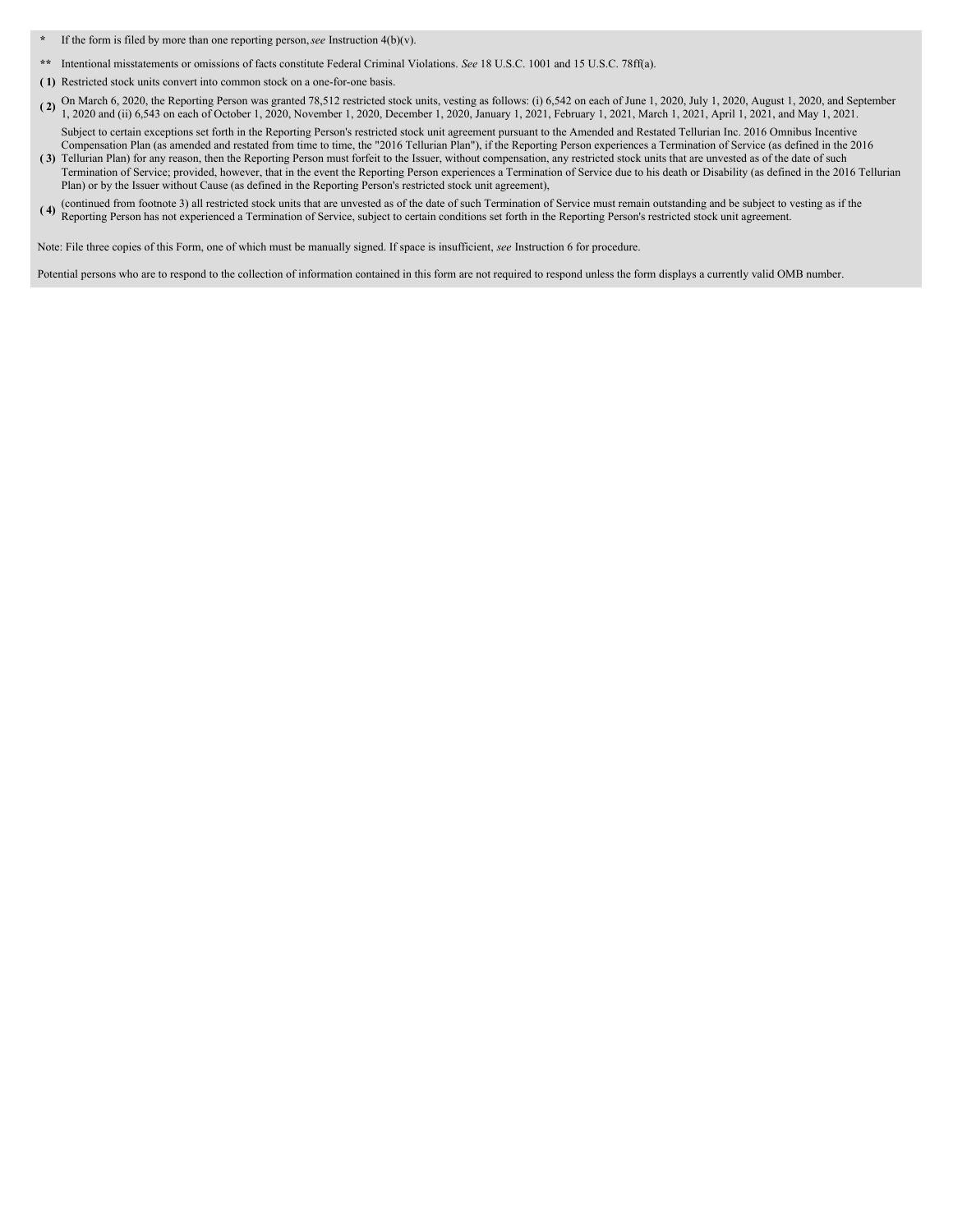* If the form is filed by more than one reporting person, *see* Instruction 4(b)(v).

** Intentional misstatements or omissions of facts constitute Federal Criminal Violations. *See* 18 U.S.C. 1001 and 15 U.S.C. 78ff(a).

**( 1)** Restricted stock units convert into common stock on a one-for-one basis.

**( 2)** On March 6, 2020, the Reporting Person was granted 78,512 restricted stock units, vesting as follows: (i) 6,542 on each of June 1, 2020, July 1, 2020, August 1, 2020, and September 1, 2020 and (ii) 6,543 on each of October 1, 2020, November 1, 2020, December 1, 2020, January 1, 2021, February 1, 2021, March 1, 2021, April 1, 2021, and May 1, 2021.

**( 3)** Subject to certain exceptions set forth in the Reporting Person's restricted stock unit agreement pursuant to the Amended and Restated Tellurian Inc. 2016 Omnibus Incentive Compensation Plan (as amended and restated from time to time, the "2016 Tellurian Plan"), if the Reporting Person experiences a Termination of Service (as defined in the 2016 Tellurian Plan) for any reason, then the Reporting Person must forfeit to the Issuer, without compensation, any restricted stock units that are unvested as of the date of such Termination of Service; provided, however, that in the event the Reporting Person experiences a Termination of Service due to his death or Disability (as defined in the 2016 Tellurian Plan) or by the Issuer without Cause (as defined in the Reporting Person's restricted stock unit agreement),

**( 4)** (continued from footnote 3) all restricted stock units that are unvested as of the date of such Termination of Service must remain outstanding and be subject to vesting as if the Reporting Person has not experienced a Termination of Service, subject to certain conditions set forth in the Reporting Person's restricted stock unit agreement.

Note: File three copies of this Form, one of which must be manually signed. If space is insufficient, *see* Instruction 6 for procedure.

Potential persons who are to respond to the collection of information contained in this form are not required to respond unless the form displays a currently valid OMB number.